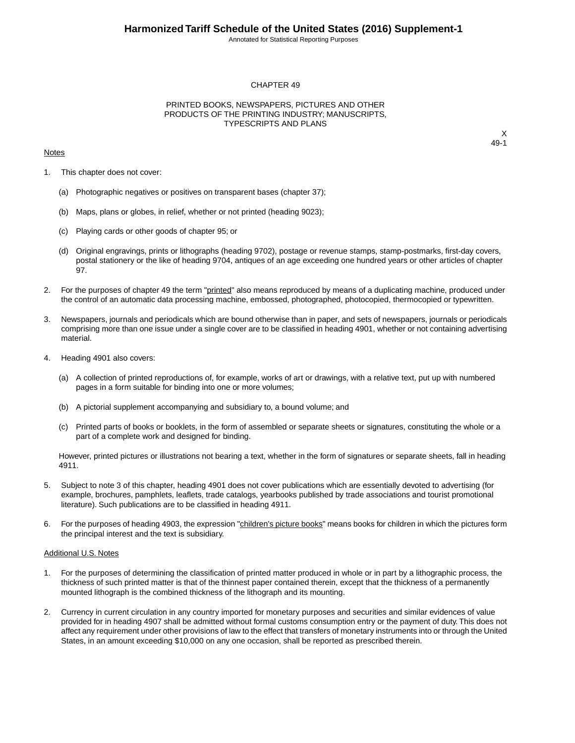# CHAPTER 49

## PRINTED BOOKS, NEWSPAPERS, PICTURES AND OTHER PRODUCTS OF THE PRINTING INDUSTRY; MANUSCRIPTS, TYPESCRIPTS AND PLANS

X
49-1

Notes

1. This chapter does not cover:

   (a) Photographic negatives or positives on transparent bases (chapter 37);

   (b) Maps, plans or globes, in relief, whether or not printed (heading 9023);

   (c) Playing cards or other goods of chapter 95; or

   (d) Original engravings, prints or lithographs (heading 9702), postage or revenue stamps, stamp-postmarks, first-day covers, postal stationery or the like of heading 9704, antiques of an age exceeding one hundred years or other articles of chapter 97.

2. For the purposes of chapter 49 the term "printed" also means reproduced by means of a duplicating machine, produced under the control of an automatic data processing machine, embossed, photographed, photocopied, thermocopied or typewritten.

3. Newspapers, journals and periodicals which are bound otherwise than in paper, and sets of newspapers, journals or periodicals comprising more than one issue under a single cover are to be classified in heading 4901, whether or not containing advertising material.

4. Heading 4901 also covers:

   (a) A collection of printed reproductions of, for example, works of art or drawings, with a relative text, put up with numbered pages in a form suitable for binding into one or more volumes;

   (b) A pictorial supplement accompanying and subsidiary to, a bound volume; and

   (c) Printed parts of books or booklets, in the form of assembled or separate sheets or signatures, constituting the whole or a part of a complete work and designed for binding.

   However, printed pictures or illustrations not bearing a text, whether in the form of signatures or separate sheets, fall in heading 4911.

5. Subject to note 3 of this chapter, heading 4901 does not cover publications which are essentially devoted to advertising (for example, brochures, pamphlets, leaflets, trade catalogs, yearbooks published by trade associations and tourist promotional literature). Such publications are to be classified in heading 4911.

6. For the purposes of heading 4903, the expression "children's picture books" means books for children in which the pictures form the principal interest and the text is subsidiary.

Additional U.S. Notes

1. For the purposes of determining the classification of printed matter produced in whole or in part by a lithographic process, the thickness of such printed matter is that of the thinnest paper contained therein, except that the thickness of a permanently mounted lithograph is the combined thickness of the lithograph and its mounting.

2. Currency in current circulation in any country imported for monetary purposes and securities and similar evidences of value provided for in heading 4907 shall be admitted without formal customs consumption entry or the payment of duty. This does not affect any requirement under other provisions of law to the effect that transfers of monetary instruments into or through the United States, in an amount exceeding $10,000 on any one occasion, shall be reported as prescribed therein.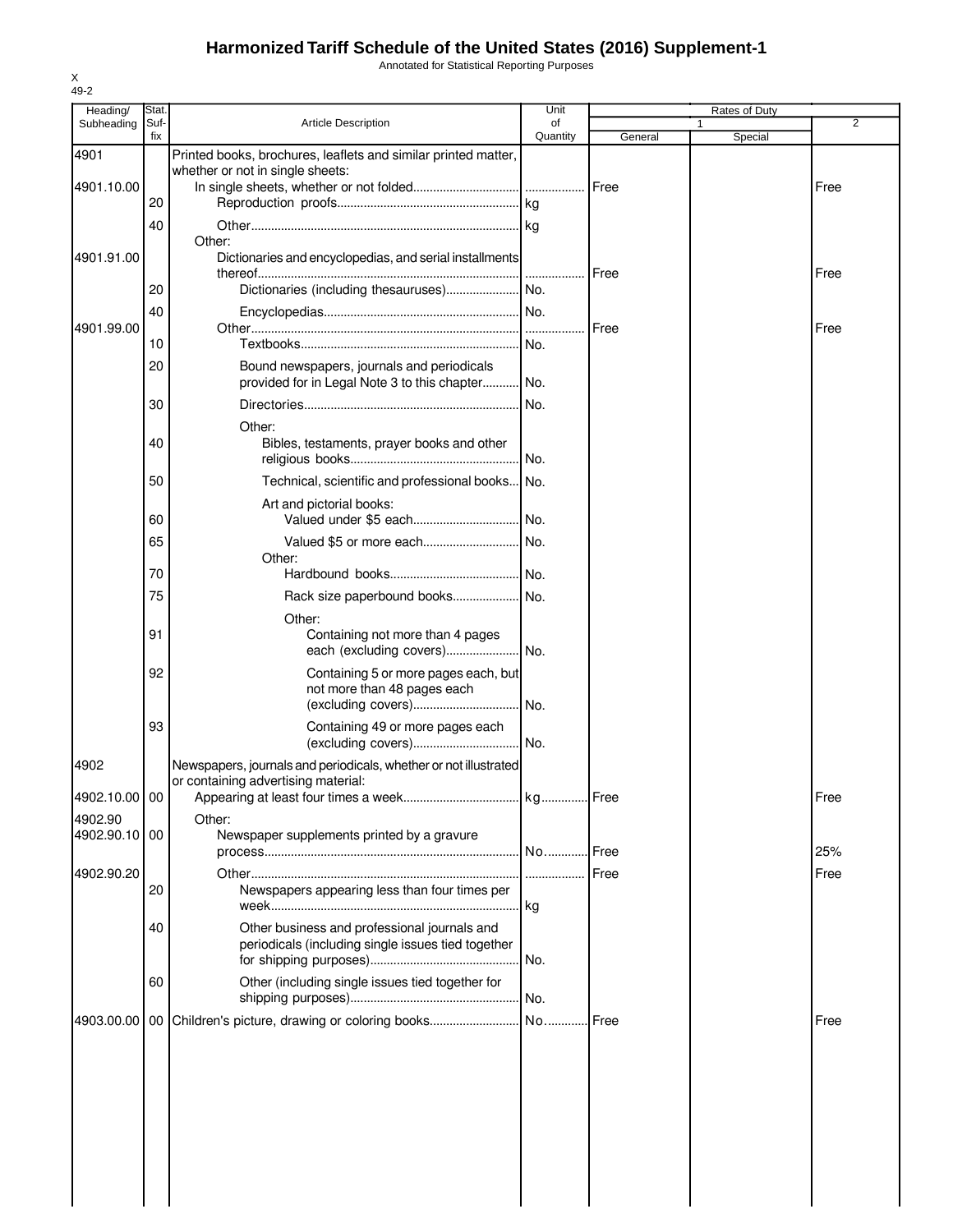# Harmonized Tariff Schedule of the United States (2016) Supplement-1

Annotated for Statistical Reporting Purposes

X
49-2

| Heading/ Subheading | Stat. Suf- fix | Article Description | Unit of Quantity | Rates of Duty 1 General | Rates of Duty 1 Special | Rates of Duty 2 |
|---|---|---|---|---|---|---|
| 4901 | | Printed books, brochures, leaflets and similar printed matter, whether or not in single sheets: | | | | |
| 4901.10.00 | | In single sheets, whether or not folded | | Free | | Free |
| | 20 | Reproduction proofs | kg | | | |
| | 40 | Other | kg | | | |
| | | Other: | | | | |
| 4901.91.00 | | Dictionaries and encyclopedias, and serial installments thereof | | Free | | Free |
| | 20 | Dictionaries (including thesauruses) | No. | | | |
| | 40 | Encyclopedias | No. | | | |
| 4901.99.00 | | Other | | Free | | Free |
| | 10 | Textbooks | No. | | | |
| | 20 | Bound newspapers, journals and periodicals provided for in Legal Note 3 to this chapter | No. | | | |
| | 30 | Directories | No. | | | |
| | | Other: | | | | |
| | 40 | Bibles, testaments, prayer books and other religious books | No. | | | |
| | 50 | Technical, scientific and professional books | No. | | | |
| | | Art and pictorial books: | | | | |
| | 60 | Valued under $5 each | No. | | | |
| | 65 | Valued $5 or more each | No. | | | |
| | | Other: | | | | |
| | 70 | Hardbound books | No. | | | |
| | 75 | Rack size paperbound books | No. | | | |
| | | Other: | | | | |
| | 91 | Containing not more than 4 pages each (excluding covers) | No. | | | |
| | 92 | Containing 5 or more pages each, but not more than 48 pages each (excluding covers) | No. | | | |
| | 93 | Containing 49 or more pages each (excluding covers) | No. | | | |
| 4902 | | Newspapers, journals and periodicals, whether or not illustrated or containing advertising material: | | | | |
| 4902.10.00 | 00 | Appearing at least four times a week | kg | Free | | Free |
| 4902.90 | | Other: | | | | |
| 4902.90.10 | 00 | Newspaper supplements printed by a gravure process | No. | Free | | 25% |
| 4902.90.20 | | Other | | Free | | Free |
| | 20 | Newspapers appearing less than four times per week | kg | | | |
| | 40 | Other business and professional journals and periodicals (including single issues tied together for shipping purposes) | No. | | | |
| | 60 | Other (including single issues tied together for shipping purposes) | No. | | | |
| 4903.00.00 | 00 | Children's picture, drawing or coloring books | No. | Free | | Free |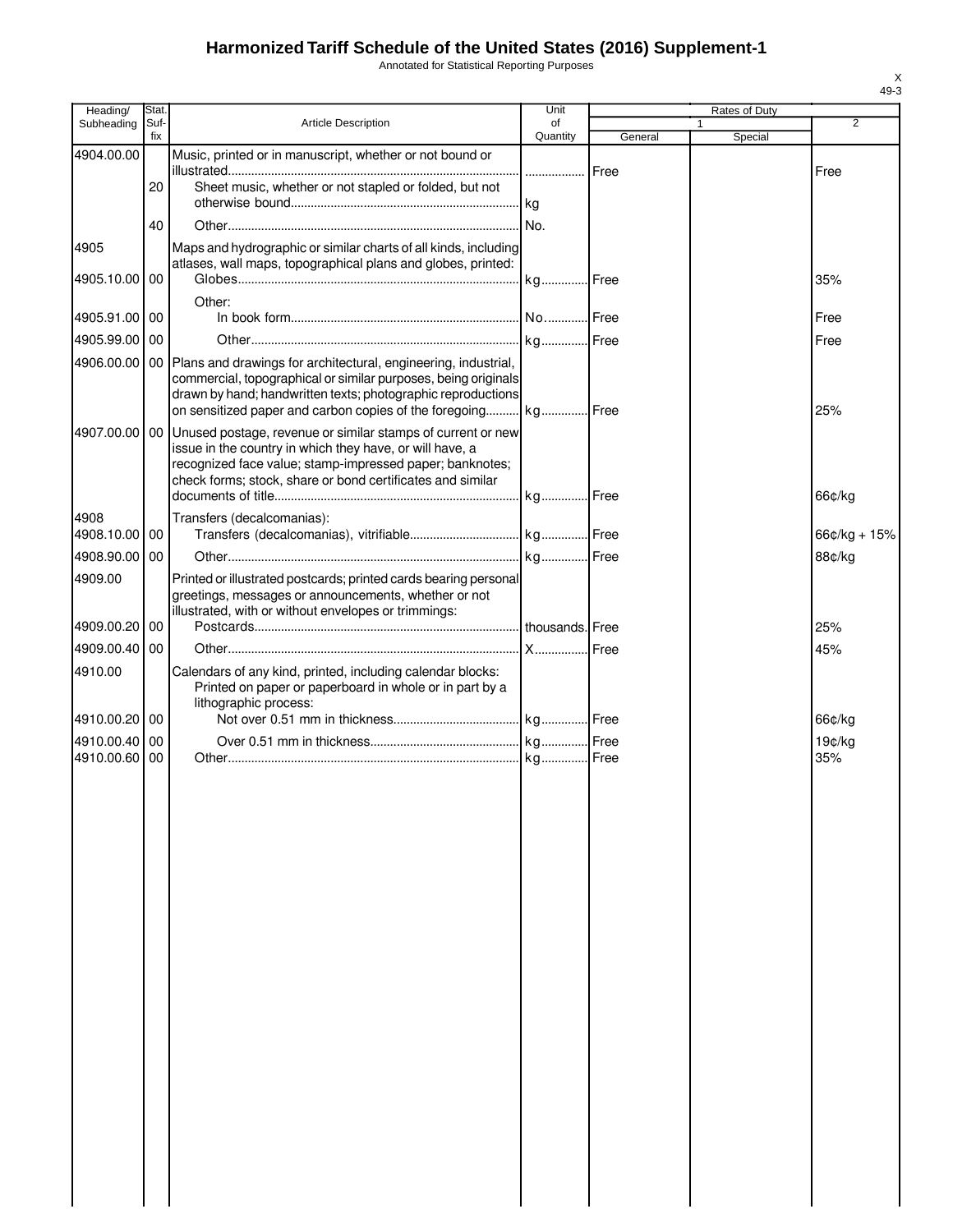# Harmonized Tariff Schedule of the United States (2016) Supplement-1

Annotated for Statistical Reporting Purposes

X
49-3

| Heading/ Subheading | Stat. Suf- fix | Article Description | Unit of Quantity | Rates of Duty 1 General | Special | 2 |
|---|---|---|---|---|---|---|
| 4904.00.00 | | Music, printed or in manuscript, whether or not bound or illustrated | | Free | | Free |
| | 20 | Sheet music, whether or not stapled or folded, but not otherwise bound | kg | | | |
| | 40 | Other | No. | | | |
| 4905 | | Maps and hydrographic or similar charts of all kinds, including atlases, wall maps, topographical plans and globes, printed: | | | | |
| 4905.10.00 | 00 | Globes | kg | Free | | 35% |
| | | Other: | | | | |
| 4905.91.00 | 00 | In book form | No. | Free | | Free |
| 4905.99.00 | 00 | Other | kg | Free | | Free |
| 4906.00.00 | 00 | Plans and drawings for architectural, engineering, industrial, commercial, topographical or similar purposes, being originals drawn by hand; handwritten texts; photographic reproductions on sensitized paper and carbon copies of the foregoing | kg | Free | | 25% |
| 4907.00.00 | 00 | Unused postage, revenue or similar stamps of current or new issue in the country in which they have, or will have, a recognized face value; stamp-impressed paper; banknotes; check forms; stock, share or bond certificates and similar documents of title | kg | Free | | 66¢/kg |
| 4908 | | Transfers (decalcomanias): | | | | |
| 4908.10.00 | 00 | Transfers (decalcomanias), vitrifiable | kg | Free | | 66¢/kg + 15% |
| 4908.90.00 | 00 | Other | kg | Free | | 88¢/kg |
| 4909.00 | | Printed or illustrated postcards; printed cards bearing personal greetings, messages or announcements, whether or not illustrated, with or without envelopes or trimmings: | | | | |
| 4909.00.20 | 00 | Postcards | thousands | Free | | 25% |
| 4909.00.40 | 00 | Other | X | Free | | 45% |
| 4910.00 | | Calendars of any kind, printed, including calendar blocks: | | | | |
| | | Printed on paper or paperboard in whole or in part by a lithographic process: | | | | |
| 4910.00.20 | 00 | Not over 0.51 mm in thickness | kg | Free | | 66¢/kg |
| 4910.00.40 | 00 | Over 0.51 mm in thickness | kg | Free | | 19¢/kg |
| 4910.00.60 | 00 | Other | kg | Free | | 35% |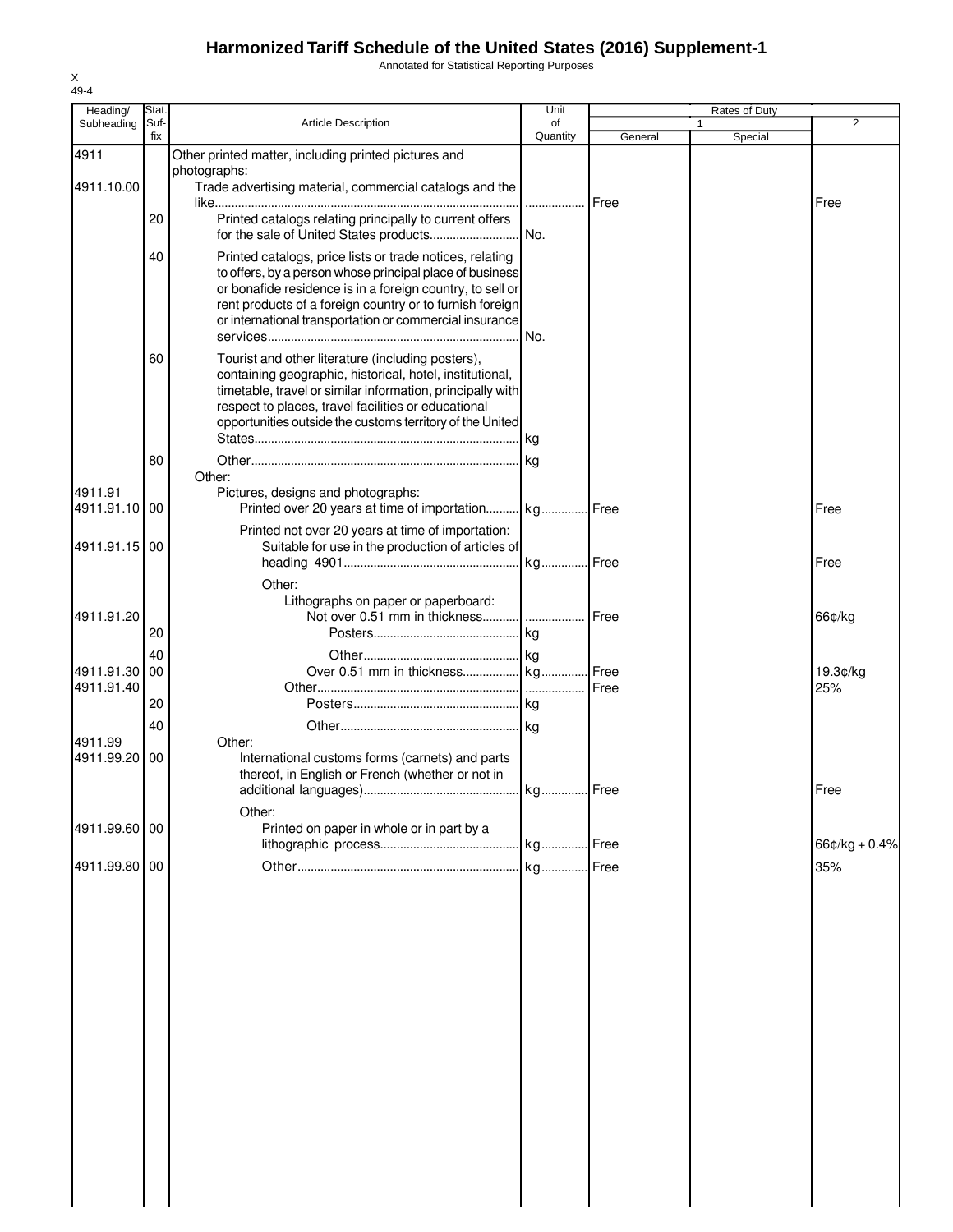# Harmonized Tariff Schedule of the United States (2016) Supplement-1

Annotated for Statistical Reporting Purposes

X
49-4

| Heading/ Subheading | Stat. Suf-fix | Article Description | Unit of Quantity | Rates of Duty 1 General | Rates of Duty 1 Special | Rates of Duty 2 |
|---|---|---|---|---|---|---|
| 4911 | | Other printed matter, including printed pictures and photographs: | | | | |
| 4911.10.00 | | Trade advertising material, commercial catalogs and the like | | Free | | Free |
| | 20 | Printed catalogs relating principally to current offers for the sale of United States products | No. | | | |
| | 40 | Printed catalogs, price lists or trade notices, relating to offers, by a person whose principal place of business or bonafide residence is in a foreign country, to sell or rent products of a foreign country or to furnish foreign or international transportation or commercial insurance services | No. | | | |
| | 60 | Tourist and other literature (including posters), containing geographic, historical, hotel, institutional, timetable, travel or similar information, principally with respect to places, travel facilities or educational opportunities outside the customs territory of the United States | kg | | | |
| | 80 | Other | kg | | | |
| | | Other: | | | | |
| 4911.91 | | Pictures, designs and photographs: | | | | |
| 4911.91.10 | 00 | Printed over 20 years at time of importation | kg | Free | | Free |
| | | Printed not over 20 years at time of importation: | | | | |
| 4911.91.15 | 00 | Suitable for use in the production of articles of heading 4901 | kg | Free | | Free |
| | | Other: | | | | |
| | | Lithographs on paper or paperboard: | | | | |
| 4911.91.20 | | Not over 0.51 mm in thickness | | Free | | 66¢/kg |
| | 20 | Posters | kg | | | |
| | 40 | Other | kg | | | |
| 4911.91.30 | 00 | Over 0.51 mm in thickness | kg | Free | | 19.3¢/kg |
| 4911.91.40 | | Other | | Free | | 25% |
| | 20 | Posters | kg | | | |
| | 40 | Other | kg | | | |
| 4911.99 | | Other: | | | | |
| 4911.99.20 | 00 | International customs forms (carnets) and parts thereof, in English or French (whether or not in additional languages) | kg | Free | | Free |
| | | Other: | | | | |
| 4911.99.60 | 00 | Printed on paper in whole or in part by a lithographic process | kg | Free | | 66¢/kg + 0.4% |
| 4911.99.80 | 00 | Other | kg | Free | | 35% |